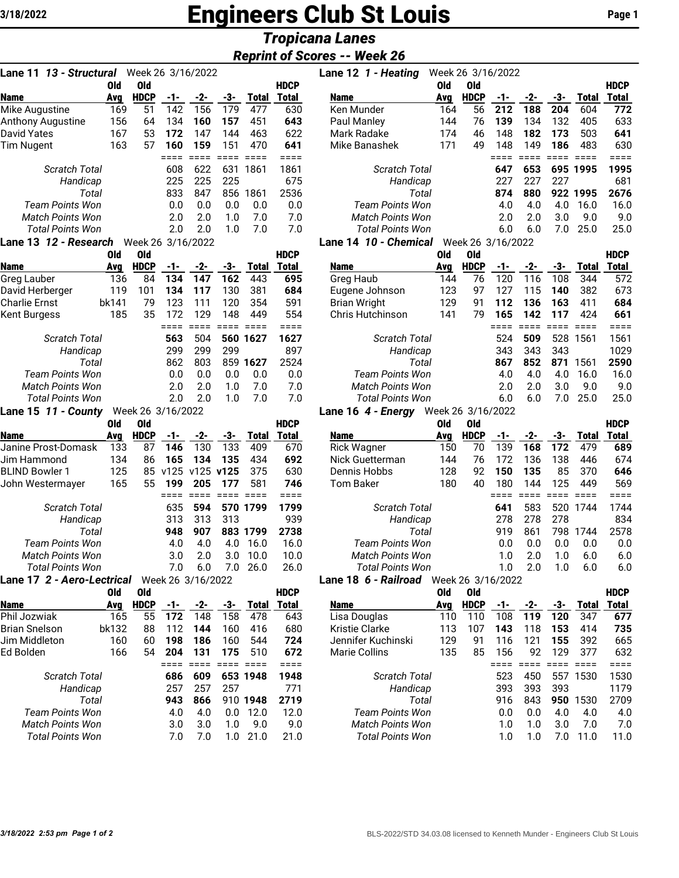# Engineers Club St Louis

## *Tropicana Lanes*

### *Reprint of Scores -- Week 26*

**Lane 11 *13 - Structural*** Week 26 3/16/2022

| Name | Old Avg | Old HDCP | -1- | -2- | -3- | Total | HDCP Total |
|---|---|---|---|---|---|---|---|
| Mike Augustine | 169 | 51 | 142 | 156 | 179 | 477 | 630 |
| Anthony Augustine | 156 | 64 | 134 | **160** | **157** | 451 | **643** |
| David Yates | 167 | 53 | **172** | 147 | 144 | 463 | 622 |
| Tim Nugent | 163 | 57 | **160** | **159** | 151 | 470 | **641** |
| *Scratch Total* | | | 608 | 622 | 631 | 1861 | 1861 |
| *Handicap* | | | 225 | 225 | 225 | | 675 |
| *Total* | | | 833 | 847 | 856 | 1861 | 2536 |
| *Team Points Won* | | | 0.0 | 0.0 | 0.0 | 0.0 | 0.0 |
| *Match Points Won* | | | 2.0 | 2.0 | 1.0 | 7.0 | 7.0 |
| *Total Points Won* | | | 2.0 | 2.0 | 1.0 | 7.0 | 7.0 |

**Lane 12 *1 - Heating*** Week 26 3/16/2022

| Name | Old Avg | Old HDCP | -1- | -2- | -3- | Total | HDCP Total |
|---|---|---|---|---|---|---|---|
| Ken Munder | 164 | 56 | **212** | **188** | **204** | 604 | **772** |
| Paul Manley | 144 | 76 | **139** | 134 | 132 | 405 | 633 |
| Mark Radake | 174 | 46 | 148 | **182** | **173** | 503 | **641** |
| Mike Banashek | 171 | 49 | 148 | 149 | **186** | 483 | 630 |
| *Scratch Total* | | | **647** | **653** | **695** | **1995** | **1995** |
| *Handicap* | | | 227 | 227 | 227 | | 681 |
| *Total* | | | **874** | **880** | **922** | **1995** | **2676** |
| *Team Points Won* | | | 4.0 | 4.0 | 4.0 | 16.0 | 16.0 |
| *Match Points Won* | | | 2.0 | 2.0 | 3.0 | 9.0 | 9.0 |
| *Total Points Won* | | | 6.0 | 6.0 | 7.0 | 25.0 | 25.0 |

**Lane 13 *12 - Research*** Week 26 3/16/2022

| Name | Old Avg | Old HDCP | -1- | -2- | -3- | Total | HDCP Total |
|---|---|---|---|---|---|---|---|
| Greg Lauber | 136 | 84 | **134** | **147** | **162** | 443 | **695** |
| David Herberger | 119 | 101 | **134** | **117** | 130 | 381 | **684** |
| Charlie Ernst | bk141 | 79 | 123 | 111 | 120 | 354 | 591 |
| Kent Burgess | 185 | 35 | 172 | 129 | 148 | 449 | 554 |
| *Scratch Total* | | | **563** | 504 | **560** | **1627** | **1627** |
| *Handicap* | | | 299 | 299 | 299 | | 897 |
| *Total* | | | 862 | 803 | 859 | **1627** | 2524 |
| *Team Points Won* | | | 0.0 | 0.0 | 0.0 | 0.0 | 0.0 |
| *Match Points Won* | | | 2.0 | 2.0 | 1.0 | 7.0 | 7.0 |
| *Total Points Won* | | | 2.0 | 2.0 | 1.0 | 7.0 | 7.0 |

**Lane 14 *10 - Chemical*** Week 26 3/16/2022

| Name | Old Avg | Old HDCP | -1- | -2- | -3- | Total | HDCP Total |
|---|---|---|---|---|---|---|---|
| Greg Haub | 144 | 76 | 120 | 116 | 108 | 344 | 572 |
| Eugene Johnson | 123 | 97 | 127 | 115 | **140** | 382 | 673 |
| Brian Wright | 129 | 91 | **112** | **136** | **163** | 411 | **684** |
| Chris Hutchinson | 141 | 79 | **165** | **142** | **117** | 424 | **661** |
| *Scratch Total* | | | 524 | **509** | 528 | 1561 | 1561 |
| *Handicap* | | | 343 | 343 | 343 | | 1029 |
| *Total* | | | **867** | **852** | **871** | 1561 | **2590** |
| *Team Points Won* | | | 4.0 | 4.0 | 4.0 | 16.0 | 16.0 |
| *Match Points Won* | | | 2.0 | 2.0 | 3.0 | 9.0 | 9.0 |
| *Total Points Won* | | | 6.0 | 6.0 | 7.0 | 25.0 | 25.0 |

**Lane 15 *11 - County*** Week 26 3/16/2022

| Name | Old Avg | Old HDCP | -1- | -2- | -3- | Total | HDCP Total |
|---|---|---|---|---|---|---|---|
| Janine Prost-Domask | 133 | 87 | **146** | 130 | 133 | 409 | 670 |
| Jim Hammond | 134 | 86 | **165** | **134** | **135** | 434 | **692** |
| BLIND Bowler 1 | 125 | 85 | v125 | v125 | **v125** | 375 | 630 |
| John Westermayer | 165 | 55 | **199** | **205** | **177** | 581 | **746** |
| *Scratch Total* | | | 635 | **594** | 570 | **1799** | **1799** |
| *Handicap* | | | 313 | 313 | 313 | | 939 |
| *Total* | | | **948** | **907** | **883** | **1799** | **2738** |
| *Team Points Won* | | | 4.0 | 4.0 | 4.0 | 16.0 | 16.0 |
| *Match Points Won* | | | 3.0 | 2.0 | 3.0 | 10.0 | 10.0 |
| *Total Points Won* | | | 7.0 | 6.0 | 7.0 | 26.0 | 26.0 |

**Lane 16 *4 - Energy*** Week 26 3/16/2022

| Name | Old Avg | Old HDCP | -1- | -2- | -3- | Total | HDCP Total |
|---|---|---|---|---|---|---|---|
| Rick Wagner | 150 | 70 | 139 | **168** | **172** | 479 | **689** |
| Nick Guetterman | 144 | 76 | 172 | 136 | 138 | 446 | 674 |
| Dennis Hobbs | 128 | 92 | **150** | **135** | 85 | 370 | **646** |
| Tom Baker | 180 | 40 | 180 | 144 | 125 | 449 | 569 |
| *Scratch Total* | | | **641** | 583 | 520 | 1744 | 1744 |
| *Handicap* | | | 278 | 278 | 278 | | 834 |
| *Total* | | | 919 | 861 | 798 | 1744 | 2578 |
| *Team Points Won* | | | 0.0 | 0.0 | 0.0 | 0.0 | 0.0 |
| *Match Points Won* | | | 1.0 | 2.0 | 1.0 | 6.0 | 6.0 |
| *Total Points Won* | | | 1.0 | 2.0 | 1.0 | 6.0 | 6.0 |

**Lane 17 *2 - Aero-Lectrical*** Week 26 3/16/2022

| Name | Old Avg | Old HDCP | -1- | -2- | -3- | Total | HDCP Total |
|---|---|---|---|---|---|---|---|
| Phil Jozwiak | 165 | 55 | **172** | 148 | 158 | 478 | 643 |
| Brian Snelson | bk132 | 88 | 112 | **144** | 160 | 416 | 680 |
| Jim Middleton | 160 | 60 | **198** | **186** | 160 | 544 | **724** |
| Ed Bolden | 166 | 54 | **204** | 131 | **175** | 510 | **672** |
| *Scratch Total* | | | **686** | **609** | **653** | **1948** | **1948** |
| *Handicap* | | | 257 | 257 | 257 | | 771 |
| *Total* | | | **943** | **866** | 910 | **1948** | **2719** |
| *Team Points Won* | | | 4.0 | 4.0 | 0.0 | 12.0 | 12.0 |
| *Match Points Won* | | | 3.0 | 3.0 | 1.0 | 9.0 | 9.0 |
| *Total Points Won* | | | 7.0 | 7.0 | 1.0 | 21.0 | 21.0 |

**Lane 18 *6 - Railroad*** Week 26 3/16/2022

| Name | Old Avg | Old HDCP | -1- | -2- | -3- | Total | HDCP Total |
|---|---|---|---|---|---|---|---|
| Lisa Douglas | 110 | 110 | 108 | **119** | **120** | 347 | **677** |
| Kristie Clarke | 113 | 107 | **143** | 118 | **153** | 414 | **735** |
| Jennifer Kuchinski | 129 | 91 | 116 | 121 | **155** | 392 | 665 |
| Marie Collins | 135 | 85 | 156 | 92 | 129 | 377 | 632 |
| *Scratch Total* | | | 523 | 450 | 557 | 1530 | 1530 |
| *Handicap* | | | 393 | 393 | 393 | | 1179 |
| *Total* | | | 916 | 843 | **950** | 1530 | 2709 |
| *Team Points Won* | | | 0.0 | 0.0 | 4.0 | 4.0 | 4.0 |
| *Match Points Won* | | | 1.0 | 1.0 | 3.0 | 7.0 | 7.0 |
| *Total Points Won* | | | 1.0 | 1.0 | 7.0 | 11.0 | 11.0 |

BLS-2022/STD 34.03.08 licensed to Kenneth Munder - Engineers Club St Louis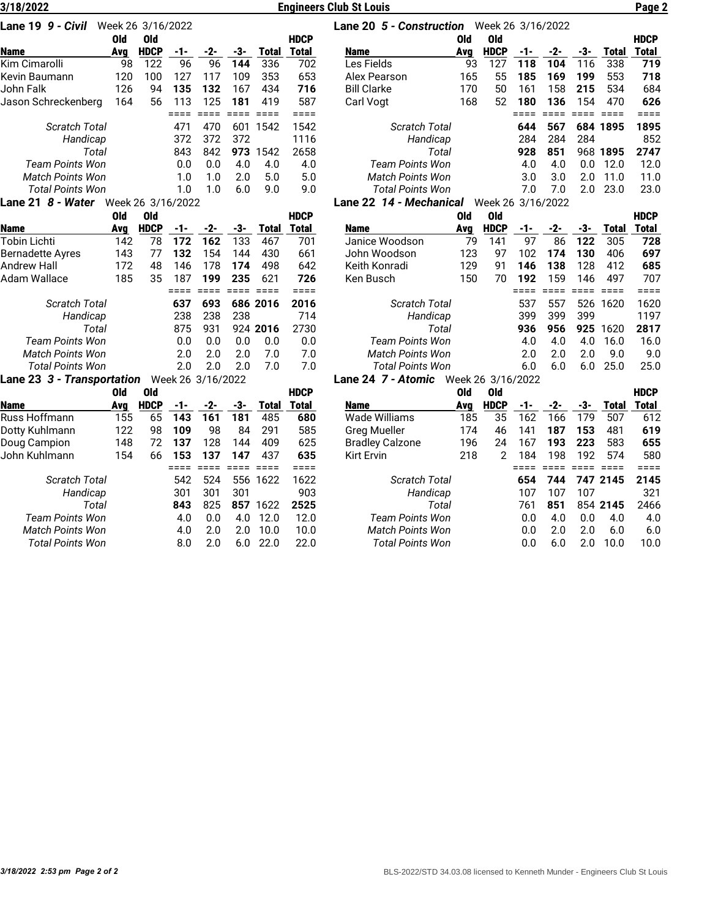## Lane 19 *9 - Civil* Week 26 3/16/2022

| Name | Old Avg | Old HDCP | -1- | -2- | -3- | Total | HDCP Total |
|---|---|---|---|---|---|---|---|
| Kim Cimarolli | 98 | 122 | 96 | 96 | **144** | 336 | 702 |
| Kevin Baumann | 120 | 100 | 127 | 117 | 109 | 353 | 653 |
| John Falk | 126 | 94 | **135** | **132** | 167 | 434 | **716** |
| Jason Schreckenberg | 164 | 56 | 113 | 125 | **181** | 419 | 587 |
| | | | ==== | ==== | ==== | ==== | ==== |
| *Scratch Total* | | | 471 | 470 | 601 | 1542 | 1542 |
| *Handicap* | | | 372 | 372 | 372 | | 1116 |
| *Total* | | | 843 | 842 | **973** | 1542 | 2658 |
| *Team Points Won* | | | 0.0 | 0.0 | 4.0 | 4.0 | 4.0 |
| *Match Points Won* | | | 1.0 | 1.0 | 2.0 | 5.0 | 5.0 |
| *Total Points Won* | | | 1.0 | 1.0 | 6.0 | 9.0 | 9.0 |

## Lane 20 *5 - Construction* Week 26 3/16/2022

| Name | Old Avg | Old HDCP | -1- | -2- | -3- | Total | HDCP Total |
|---|---|---|---|---|---|---|---|
| Les Fields | 93 | 127 | **118** | **104** | 116 | 338 | **719** |
| Alex Pearson | 165 | 55 | **185** | **169** | **199** | 553 | **718** |
| Bill Clarke | 170 | 50 | 161 | 158 | **215** | 534 | 684 |
| Carl Vogt | 168 | 52 | **180** | **136** | 154 | 470 | **626** |
| | | | ==== | ==== | ==== | ==== | ==== |
| *Scratch Total* | | | **644** | **567** | **684** | **1895** | **1895** |
| *Handicap* | | | 284 | 284 | 284 | | 852 |
| *Total* | | | **928** | **851** | 968 | **1895** | **2747** |
| *Team Points Won* | | | 4.0 | 4.0 | 0.0 | 12.0 | 12.0 |
| *Match Points Won* | | | 3.0 | 3.0 | 2.0 | 11.0 | 11.0 |
| *Total Points Won* | | | 7.0 | 7.0 | 2.0 | 23.0 | 23.0 |

## Lane 21 *8 - Water* Week 26 3/16/2022

| Name | Old Avg | Old HDCP | -1- | -2- | -3- | Total | HDCP Total |
|---|---|---|---|---|---|---|---|
| Tobin Lichti | 142 | 78 | **172** | **162** | 133 | 467 | 701 |
| Bernadette Ayres | 143 | 77 | **132** | 154 | 144 | 430 | 661 |
| Andrew Hall | 172 | 48 | 146 | 178 | **174** | 498 | 642 |
| Adam Wallace | 185 | 35 | 187 | **199** | **235** | 621 | **726** |
| | | | ==== | ==== | ==== | ==== | ==== |
| *Scratch Total* | | | **637** | **693** | **686** | **2016** | **2016** |
| *Handicap* | | | 238 | 238 | 238 | | 714 |
| *Total* | | | 875 | 931 | 924 | **2016** | 2730 |
| *Team Points Won* | | | 0.0 | 0.0 | 0.0 | 0.0 | 0.0 |
| *Match Points Won* | | | 2.0 | 2.0 | 2.0 | 7.0 | 7.0 |
| *Total Points Won* | | | 2.0 | 2.0 | 2.0 | 7.0 | 7.0 |

## Lane 22 *14 - Mechanical* Week 26 3/16/2022

| Name | Old Avg | Old HDCP | -1- | -2- | -3- | Total | HDCP Total |
|---|---|---|---|---|---|---|---|
| Janice Woodson | 79 | 141 | 97 | 86 | **122** | 305 | **728** |
| John Woodson | 123 | 97 | 102 | **174** | **130** | 406 | **697** |
| Keith Konradi | 129 | 91 | **146** | **138** | 128 | 412 | **685** |
| Ken Busch | 150 | 70 | **192** | 159 | 146 | 497 | 707 |
| | | | ==== | ==== | ==== | ==== | ==== |
| *Scratch Total* | | | 537 | 557 | 526 | 1620 | 1620 |
| *Handicap* | | | 399 | 399 | 399 | | 1197 |
| *Total* | | | **936** | **956** | **925** | 1620 | **2817** |
| *Team Points Won* | | | 4.0 | 4.0 | 4.0 | 16.0 | 16.0 |
| *Match Points Won* | | | 2.0 | 2.0 | 2.0 | 9.0 | 9.0 |
| *Total Points Won* | | | 6.0 | 6.0 | 6.0 | 25.0 | 25.0 |

## Lane 23 *3 - Transportation* Week 26 3/16/2022

| Name | Old Avg | Old HDCP | -1- | -2- | -3- | Total | HDCP Total |
|---|---|---|---|---|---|---|---|
| Russ Hoffmann | 155 | 65 | **143** | **161** | **181** | 485 | **680** |
| Dotty Kuhlmann | 122 | 98 | **109** | 98 | 84 | 291 | 585 |
| Doug Campion | 148 | 72 | **137** | 128 | 144 | 409 | 625 |
| John Kuhlmann | 154 | 66 | **153** | **137** | **147** | 437 | **635** |
| | | | ==== | ==== | ==== | ==== | ==== |
| *Scratch Total* | | | 542 | 524 | 556 | 1622 | 1622 |
| *Handicap* | | | 301 | 301 | 301 | | 903 |
| *Total* | | | **843** | 825 | **857** | 1622 | **2525** |
| *Team Points Won* | | | 4.0 | 0.0 | 4.0 | 12.0 | 12.0 |
| *Match Points Won* | | | 4.0 | 2.0 | 2.0 | 10.0 | 10.0 |
| *Total Points Won* | | | 8.0 | 2.0 | 6.0 | 22.0 | 22.0 |

## Lane 24 *7 - Atomic* Week 26 3/16/2022

| Name | Old Avg | Old HDCP | -1- | -2- | -3- | Total | HDCP Total |
|---|---|---|---|---|---|---|---|
| Wade Williams | 185 | 35 | 162 | 166 | 179 | 507 | 612 |
| Greg Mueller | 174 | 46 | 141 | **187** | **153** | 481 | **619** |
| Bradley Calzone | 196 | 24 | 167 | **193** | **223** | 583 | **655** |
| Kirt Ervin | 218 | 2 | 184 | 198 | 192 | 574 | 580 |
| | | | ==== | ==== | ==== | ==== | ==== |
| *Scratch Total* | | | **654** | **744** | **747** | **2145** | **2145** |
| *Handicap* | | | 107 | 107 | 107 | | 321 |
| *Total* | | | 761 | **851** | 854 | **2145** | 2466 |
| *Team Points Won* | | | 0.0 | 4.0 | 0.0 | 4.0 | 4.0 |
| *Match Points Won* | | | 0.0 | 2.0 | 2.0 | 6.0 | 6.0 |
| *Total Points Won* | | | 0.0 | 6.0 | 2.0 | 10.0 | 10.0 |

BLS-2022/STD 34.03.08 licensed to Kenneth Munder - Engineers Club St Louis